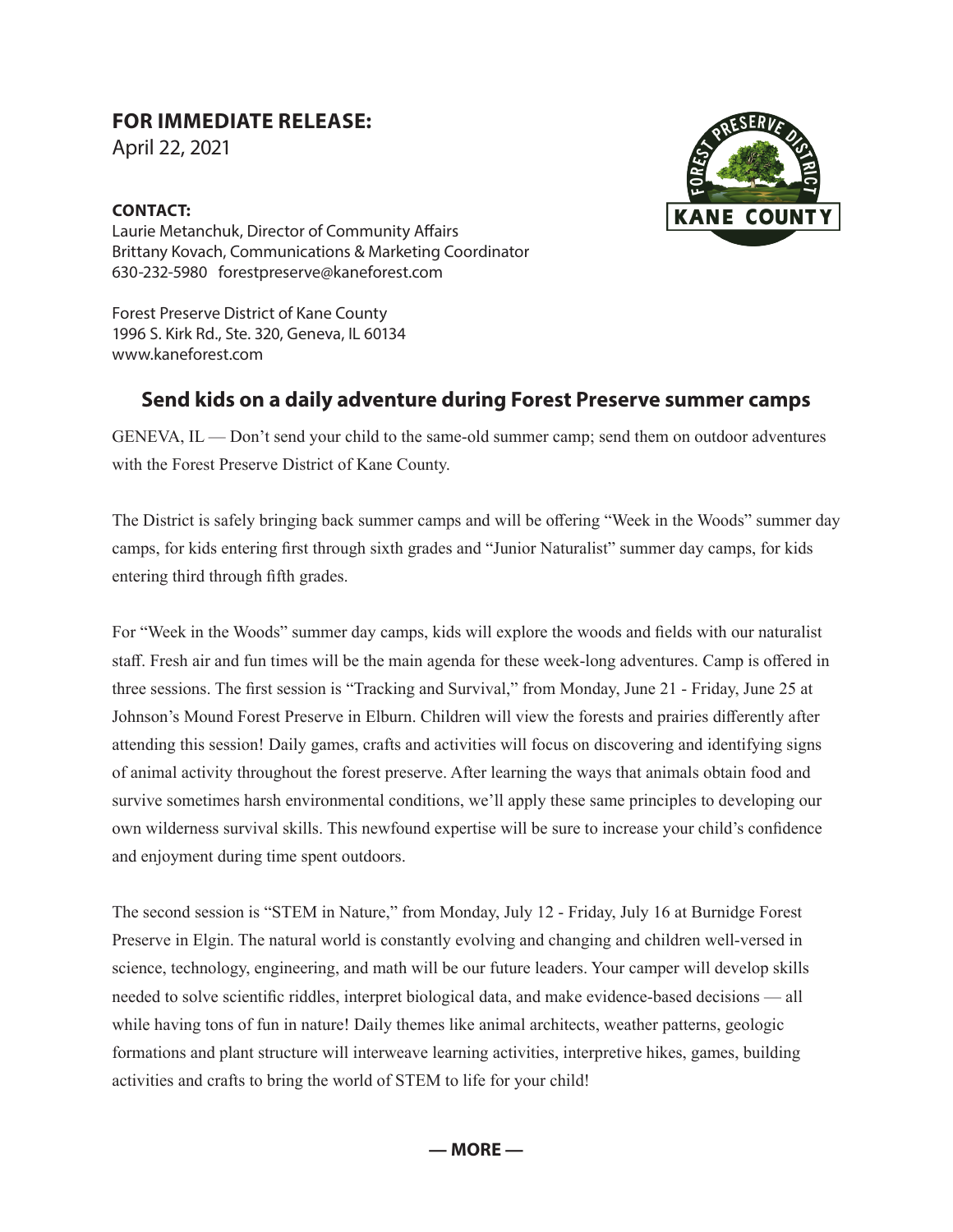**FOR IMMEDIATE RELEASE:**
April 22, 2021

**CONTACT:**
Laurie Metanchuk, Director of Community Affairs
Brittany Kovach, Communications & Marketing Coordinator
630-232-5980 forestpreserve@kaneforest.com

Forest Preserve District of Kane County
1996 S. Kirk Rd., Ste. 320, Geneva, IL 60134
www.kaneforest.com

## Send kids on a daily adventure during Forest Preserve summer camps

GENEVA, IL — Don't send your child to the same-old summer camp; send them on outdoor adventures with the Forest Preserve District of Kane County.

The District is safely bringing back summer camps and will be offering "Week in the Woods" summer day camps, for kids entering first through sixth grades and "Junior Naturalist" summer day camps, for kids entering third through fifth grades.

For "Week in the Woods" summer day camps, kids will explore the woods and fields with our naturalist staff. Fresh air and fun times will be the main agenda for these week-long adventures. Camp is offered in three sessions. The first session is "Tracking and Survival," from Monday, June 21 - Friday, June 25 at Johnson's Mound Forest Preserve in Elburn. Children will view the forests and prairies differently after attending this session! Daily games, crafts and activities will focus on discovering and identifying signs of animal activity throughout the forest preserve. After learning the ways that animals obtain food and survive sometimes harsh environmental conditions, we'll apply these same principles to developing our own wilderness survival skills. This newfound expertise will be sure to increase your child's confidence and enjoyment during time spent outdoors.

The second session is "STEM in Nature," from Monday, July 12 - Friday, July 16 at Burnidge Forest Preserve in Elgin. The natural world is constantly evolving and changing and children well-versed in science, technology, engineering, and math will be our future leaders. Your camper will develop skills needed to solve scientific riddles, interpret biological data, and make evidence-based decisions — all while having tons of fun in nature! Daily themes like animal architects, weather patterns, geologic formations and plant structure will interweave learning activities, interpretive hikes, games, building activities and crafts to bring the world of STEM to life for your child!

**— MORE —**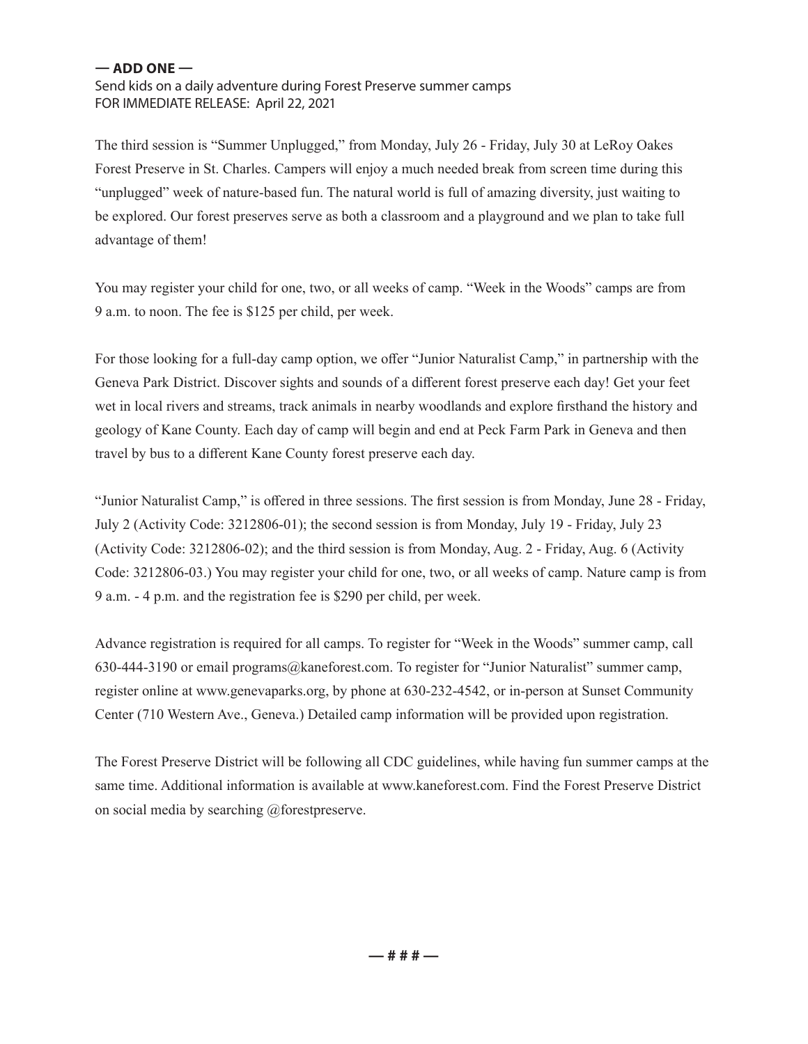**— ADD ONE —**

Send kids on a daily adventure during Forest Preserve summer camps

FOR IMMEDIATE RELEASE: April 22, 2021

The third session is "Summer Unplugged," from Monday, July 26 - Friday, July 30 at LeRoy Oakes Forest Preserve in St. Charles. Campers will enjoy a much needed break from screen time during this "unplugged" week of nature-based fun. The natural world is full of amazing diversity, just waiting to be explored. Our forest preserves serve as both a classroom and a playground and we plan to take full advantage of them!

You may register your child for one, two, or all weeks of camp. "Week in the Woods" camps are from 9 a.m. to noon. The fee is $125 per child, per week.

For those looking for a full-day camp option, we offer "Junior Naturalist Camp," in partnership with the Geneva Park District. Discover sights and sounds of a different forest preserve each day! Get your feet wet in local rivers and streams, track animals in nearby woodlands and explore firsthand the history and geology of Kane County. Each day of camp will begin and end at Peck Farm Park in Geneva and then travel by bus to a different Kane County forest preserve each day.

"Junior Naturalist Camp," is offered in three sessions. The first session is from Monday, June 28 - Friday, July 2 (Activity Code: 3212806-01); the second session is from Monday, July 19 - Friday, July 23 (Activity Code: 3212806-02); and the third session is from Monday, Aug. 2 - Friday, Aug. 6 (Activity Code: 3212806-03.) You may register your child for one, two, or all weeks of camp. Nature camp is from 9 a.m. - 4 p.m. and the registration fee is $290 per child, per week.

Advance registration is required for all camps. To register for "Week in the Woods" summer camp, call 630-444-3190 or email programs@kaneforest.com. To register for "Junior Naturalist" summer camp, register online at www.genevaparks.org, by phone at 630-232-4542, or in-person at Sunset Community Center (710 Western Ave., Geneva.) Detailed camp information will be provided upon registration.

The Forest Preserve District will be following all CDC guidelines, while having fun summer camps at the same time. Additional information is available at www.kaneforest.com. Find the Forest Preserve District on social media by searching @forestpreserve.

**— # # # —**